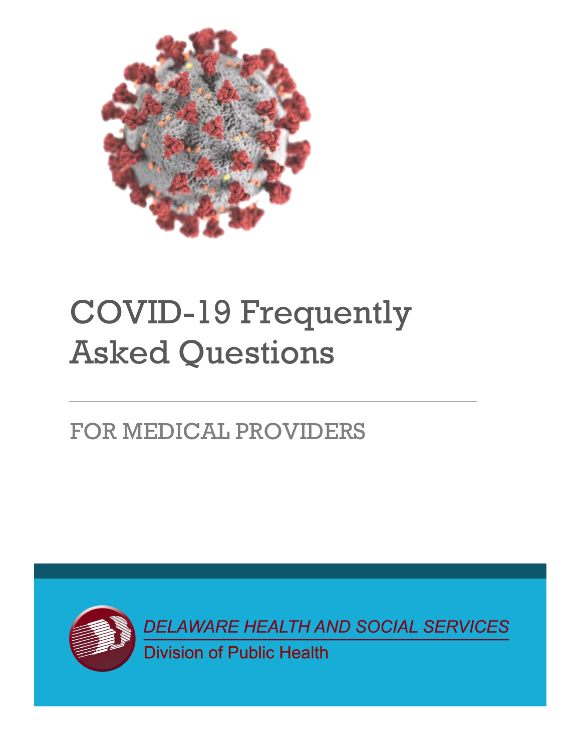# COVID-19 Frequently Asked Questions

## FOR MEDICAL PROVIDERS

*DELAWARE HEALTH AND SOCIAL SERVICES*

Division of Public Health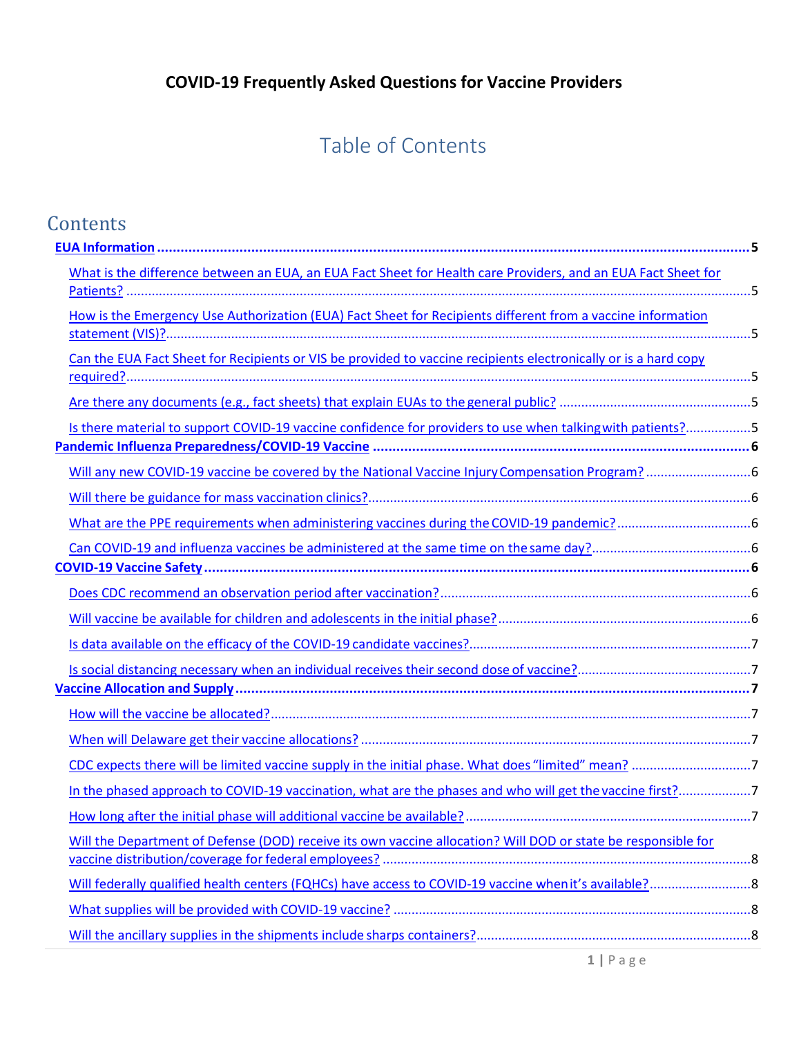# COVID-19 Frequently Asked Questions for Vaccine Providers

## Table of Contents

## Contents

**EUA Information** ........ 5

- What is the difference between an EUA, an EUA Fact Sheet for Health care Providers, and an EUA Fact Sheet for Patients? ........ 5
- How is the Emergency Use Authorization (EUA) Fact Sheet for Recipients different from a vaccine information statement (VIS)? ........ 5
- Can the EUA Fact Sheet for Recipients or VIS be provided to vaccine recipients electronically or is a hard copy required? ........ 5
- Are there any documents (e.g., fact sheets) that explain EUAs to the general public? ........ 5
- Is there material to support COVID-19 vaccine confidence for providers to use when talking with patients? ........ 5

**Pandemic Influenza Preparedness/COVID-19 Vaccine** ........ 6

- Will any new COVID-19 vaccine be covered by the National Vaccine Injury Compensation Program? ........ 6
- Will there be guidance for mass vaccination clinics? ........ 6
- What are the PPE requirements when administering vaccines during the COVID-19 pandemic? ........ 6
- Can COVID-19 and influenza vaccines be administered at the same time on the same day? ........ 6

**COVID-19 Vaccine Safety** ........ 6

- Does CDC recommend an observation period after vaccination? ........ 6
- Will vaccine be available for children and adolescents in the initial phase? ........ 6
- Is data available on the efficacy of the COVID-19 candidate vaccines? ........ 7
- Is social distancing necessary when an individual receives their second dose of vaccine? ........ 7

**Vaccine Allocation and Supply** ........ 7

- How will the vaccine be allocated? ........ 7
- When will Delaware get their vaccine allocations? ........ 7
- CDC expects there will be limited vaccine supply in the initial phase. What does "limited" mean? ........ 7
- In the phased approach to COVID-19 vaccination, what are the phases and who will get the vaccine first? ........ 7
- How long after the initial phase will additional vaccine be available? ........ 7
- Will the Department of Defense (DOD) receive its own vaccine allocation? Will DOD or state be responsible for vaccine distribution/coverage for federal employees? ........ 8
- Will federally qualified health centers (FQHCs) have access to COVID-19 vaccine when it's available? ........ 8
- What supplies will be provided with COVID-19 vaccine? ........ 8
- Will the ancillary supplies in the shipments include sharps containers? ........ 8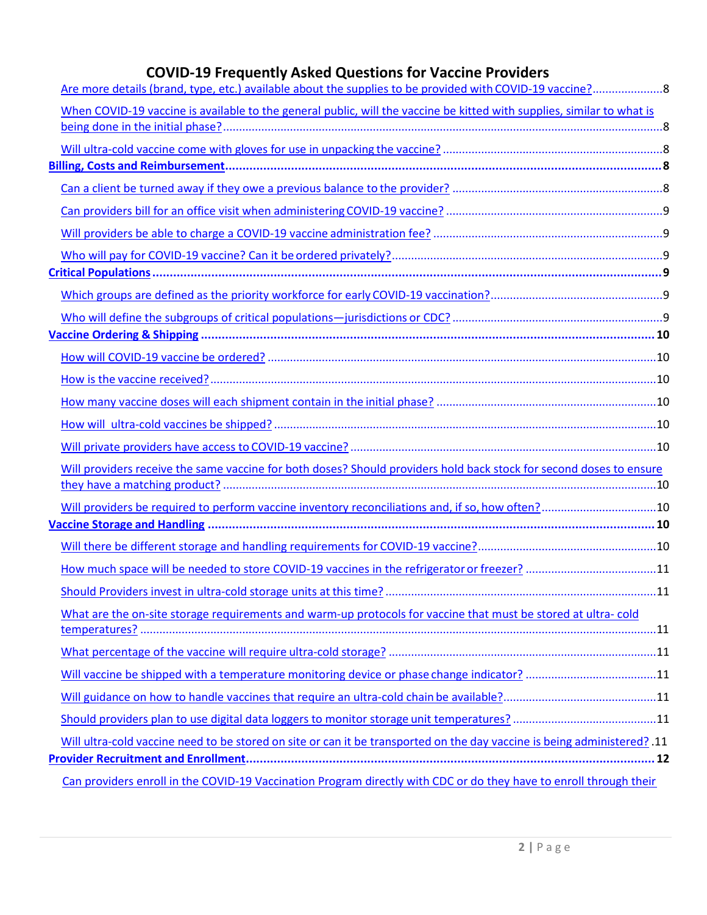# COVID-19 Frequently Asked Questions for Vaccine Providers

Are more details (brand, type, etc.) available about the supplies to be provided with COVID-19 vaccine? ..... 8

When COVID-19 vaccine is available to the general public, will the vaccine be kitted with supplies, similar to what is being done in the initial phase? ..... 8

Will ultra-cold vaccine come with gloves for use in unpacking the vaccine? ..... 8

**Billing, Costs and Reimbursement ..... 8**

Can a client be turned away if they owe a previous balance to the provider? ..... 8

Can providers bill for an office visit when administering COVID-19 vaccine? ..... 9

Will providers be able to charge a COVID-19 vaccine administration fee? ..... 9

Who will pay for COVID-19 vaccine? Can it be ordered privately? ..... 9

**Critical Populations ..... 9**

Which groups are defined as the priority workforce for early COVID-19 vaccination? ..... 9

Who will define the subgroups of critical populations—jurisdictions or CDC? ..... 9

**Vaccine Ordering & Shipping ..... 10**

How will COVID-19 vaccine be ordered? ..... 10

How is the vaccine received? ..... 10

How many vaccine doses will each shipment contain in the initial phase? ..... 10

How will ultra-cold vaccines be shipped? ..... 10

Will private providers have access to COVID-19 vaccine? ..... 10

Will providers receive the same vaccine for both doses? Should providers hold back stock for second doses to ensure they have a matching product? ..... 10

Will providers be required to perform vaccine inventory reconciliations and, if so, how often? ..... 10

**Vaccine Storage and Handling ..... 10**

Will there be different storage and handling requirements for COVID-19 vaccine? ..... 10

How much space will be needed to store COVID-19 vaccines in the refrigerator or freezer? ..... 11

Should Providers invest in ultra-cold storage units at this time? ..... 11

What are the on-site storage requirements and warm-up protocols for vaccine that must be stored at ultra- cold temperatures? ..... 11

What percentage of the vaccine will require ultra-cold storage? ..... 11

Will vaccine be shipped with a temperature monitoring device or phase change indicator? ..... 11

Will guidance on how to handle vaccines that require an ultra-cold chain be available? ..... 11

Should providers plan to use digital data loggers to monitor storage unit temperatures? ..... 11

Will ultra-cold vaccine need to be stored on site or can it be transported on the day vaccine is being administered? ..... 11

**Provider Recruitment and Enrollment ..... 12**

Can providers enroll in the COVID-19 Vaccination Program directly with CDC or do they have to enroll through their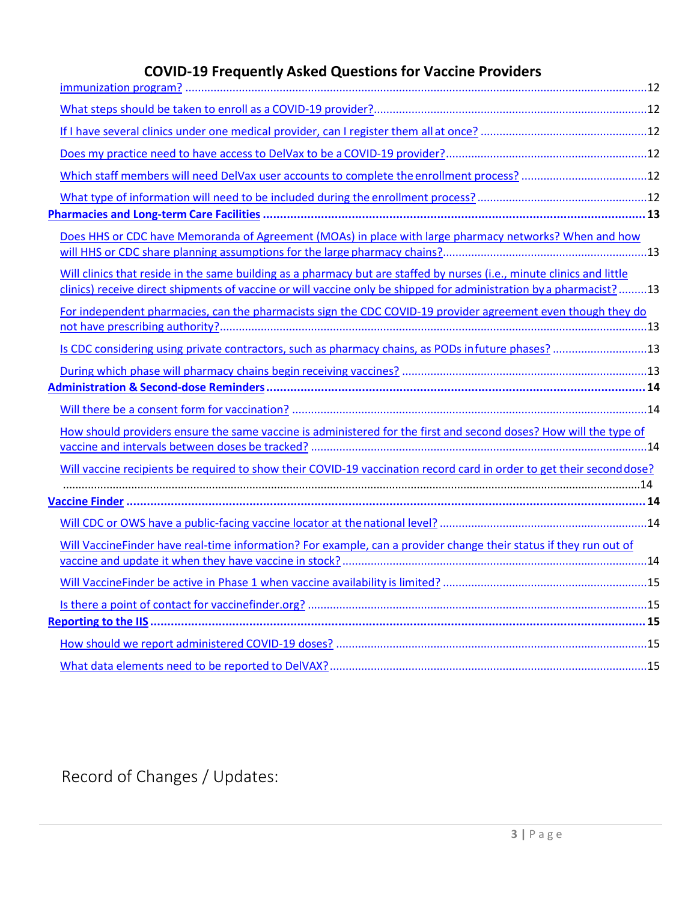# COVID-19 Frequently Asked Questions for Vaccine Providers

immunization program? ..... 12

What steps should be taken to enroll as a COVID-19 provider? ..... 12

If I have several clinics under one medical provider, can I register them all at once? ..... 12

Does my practice need to have access to DelVax to be a COVID-19 provider? ..... 12

Which staff members will need DelVax user accounts to complete the enrollment process? ..... 12

What type of information will need to be included during the enrollment process? ..... 12

**Pharmacies and Long-term Care Facilities ..... 13**

Does HHS or CDC have Memoranda of Agreement (MOAs) in place with large pharmacy networks? When and how will HHS or CDC share planning assumptions for the large pharmacy chains? ..... 13

Will clinics that reside in the same building as a pharmacy but are staffed by nurses (i.e., minute clinics and little clinics) receive direct shipments of vaccine or will vaccine only be shipped for administration by a pharmacist? ..... 13

For independent pharmacies, can the pharmacists sign the CDC COVID-19 provider agreement even though they do not have prescribing authority? ..... 13

Is CDC considering using private contractors, such as pharmacy chains, as PODs in future phases? ..... 13

During which phase will pharmacy chains begin receiving vaccines? ..... 13

**Administration & Second-dose Reminders ..... 14**

Will there be a consent form for vaccination? ..... 14

How should providers ensure the same vaccine is administered for the first and second doses? How will the type of vaccine and intervals between doses be tracked? ..... 14

Will vaccine recipients be required to show their COVID-19 vaccination record card in order to get their second dose? ..... 14

**Vaccine Finder ..... 14**

Will CDC or OWS have a public-facing vaccine locator at the national level? ..... 14

Will VaccineFinder have real-time information? For example, can a provider change their status if they run out of vaccine and update it when they have vaccine in stock? ..... 14

Will VaccineFinder be active in Phase 1 when vaccine availability is limited? ..... 15

Is there a point of contact for vaccinefinder.org? ..... 15

**Reporting to the IIS ..... 15**

How should we report administered COVID-19 doses? ..... 15

What data elements need to be reported to DelVAX? ..... 15

## Record of Changes / Updates: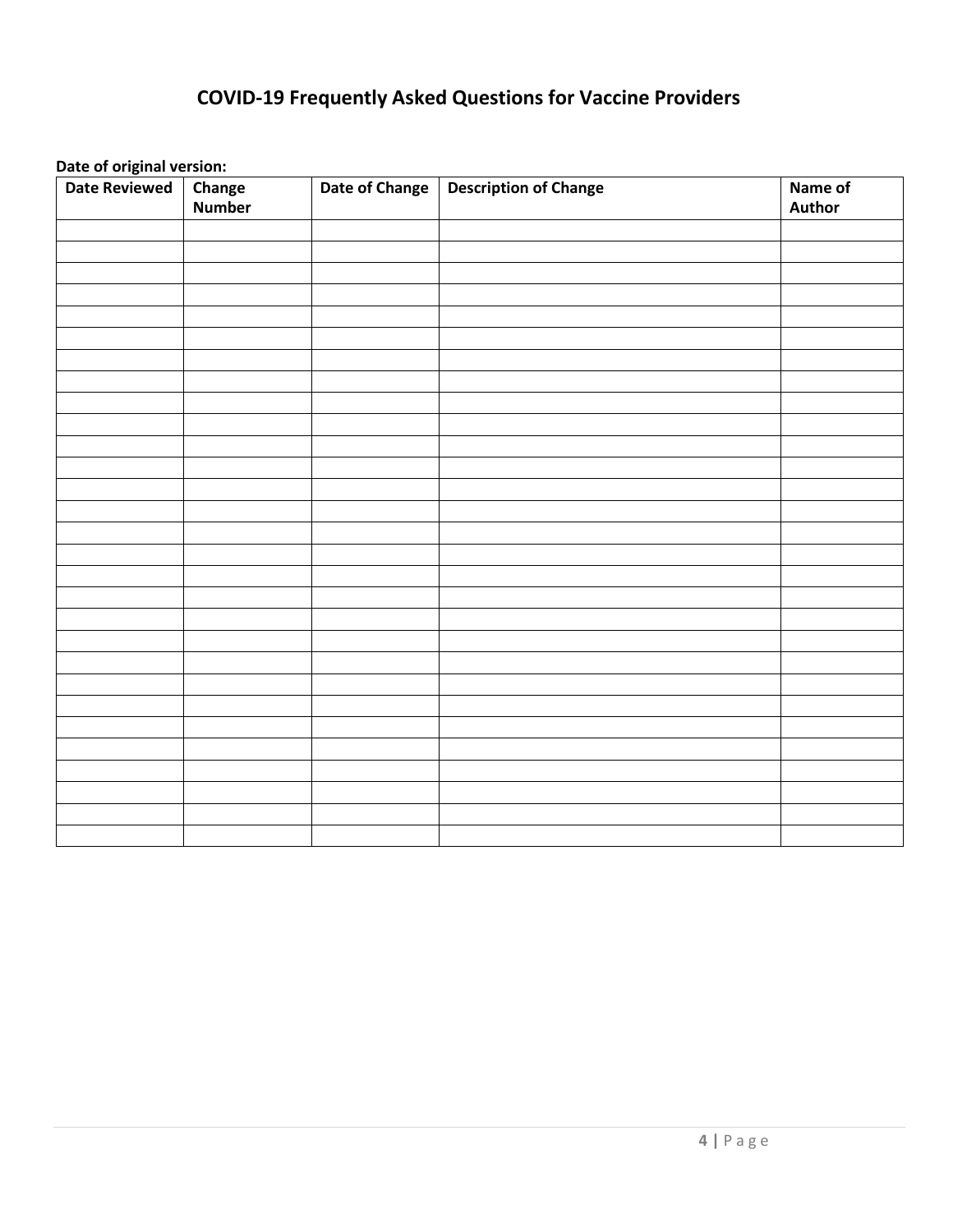# COVID-19 Frequently Asked Questions for Vaccine Providers

**Date of original version:**

| Date Reviewed | Change Number | Date of Change | Description of Change | Name of Author |
|---|---|---|---|---|
| | | | | |
| | | | | |
| | | | | |
| | | | | |
| | | | | |
| | | | | |
| | | | | |
| | | | | |
| | | | | |
| | | | | |
| | | | | |
| | | | | |
| | | | | |
| | | | | |
| | | | | |
| | | | | |
| | | | | |
| | | | | |
| | | | | |
| | | | | |
| | | | | |
| | | | | |
| | | | | |
| | | | | |
| | | | | |
| | | | | |
| | | | | |
| | | | | |
| | | | | |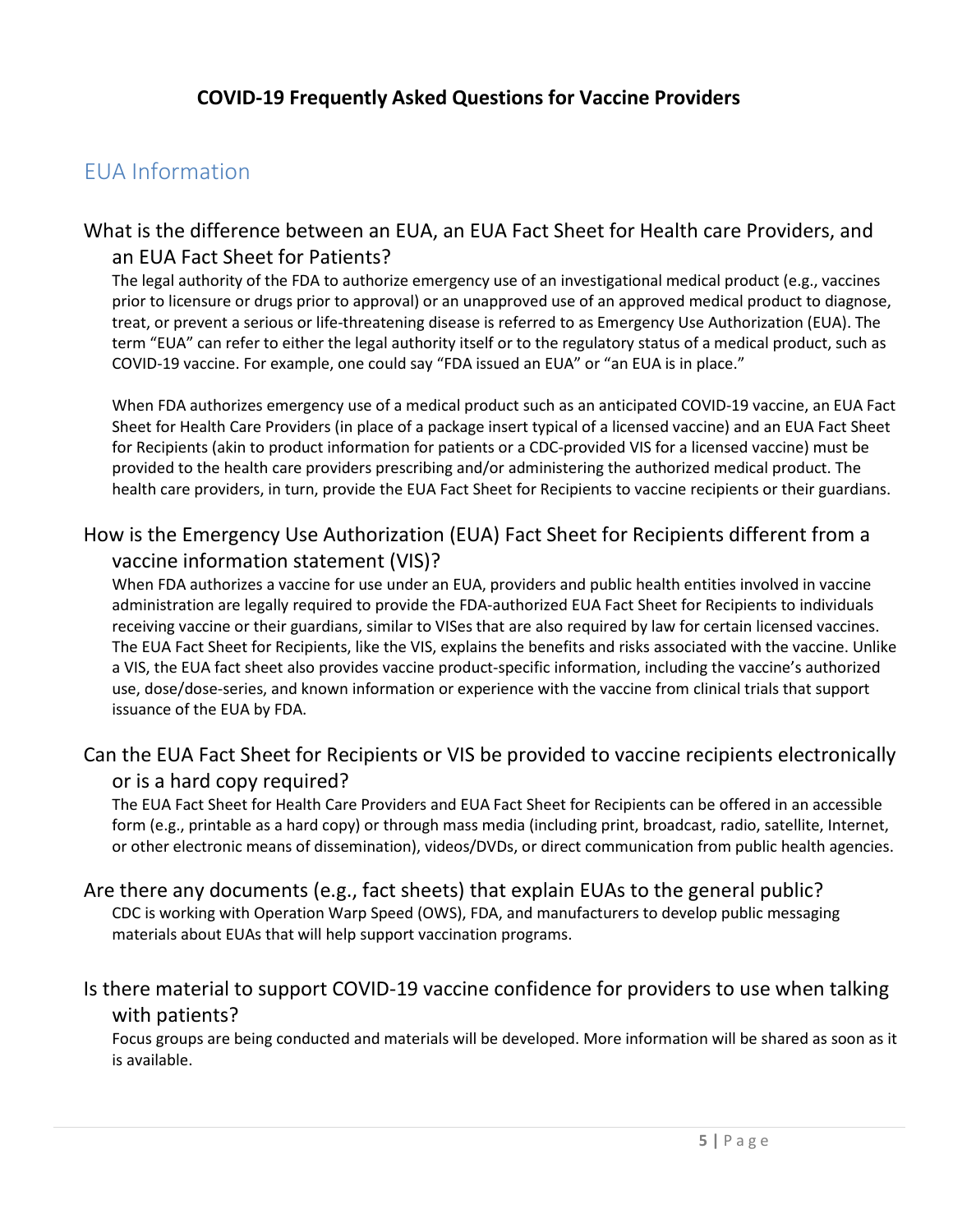# COVID-19 Frequently Asked Questions for Vaccine Providers

## EUA Information

### What is the difference between an EUA, an EUA Fact Sheet for Health care Providers, and an EUA Fact Sheet for Patients?

The legal authority of the FDA to authorize emergency use of an investigational medical product (e.g., vaccines prior to licensure or drugs prior to approval) or an unapproved use of an approved medical product to diagnose, treat, or prevent a serious or life-threatening disease is referred to as Emergency Use Authorization (EUA). The term "EUA" can refer to either the legal authority itself or to the regulatory status of a medical product, such as COVID-19 vaccine. For example, one could say "FDA issued an EUA" or "an EUA is in place."

When FDA authorizes emergency use of a medical product such as an anticipated COVID-19 vaccine, an EUA Fact Sheet for Health Care Providers (in place of a package insert typical of a licensed vaccine) and an EUA Fact Sheet for Recipients (akin to product information for patients or a CDC-provided VIS for a licensed vaccine) must be provided to the health care providers prescribing and/or administering the authorized medical product. The health care providers, in turn, provide the EUA Fact Sheet for Recipients to vaccine recipients or their guardians.

### How is the Emergency Use Authorization (EUA) Fact Sheet for Recipients different from a vaccine information statement (VIS)?

When FDA authorizes a vaccine for use under an EUA, providers and public health entities involved in vaccine administration are legally required to provide the FDA-authorized EUA Fact Sheet for Recipients to individuals receiving vaccine or their guardians, similar to VISes that are also required by law for certain licensed vaccines. The EUA Fact Sheet for Recipients, like the VIS, explains the benefits and risks associated with the vaccine. Unlike a VIS, the EUA fact sheet also provides vaccine product-specific information, including the vaccine's authorized use, dose/dose-series, and known information or experience with the vaccine from clinical trials that support issuance of the EUA by FDA.

### Can the EUA Fact Sheet for Recipients or VIS be provided to vaccine recipients electronically or is a hard copy required?

The EUA Fact Sheet for Health Care Providers and EUA Fact Sheet for Recipients can be offered in an accessible form (e.g., printable as a hard copy) or through mass media (including print, broadcast, radio, satellite, Internet, or other electronic means of dissemination), videos/DVDs, or direct communication from public health agencies.

### Are there any documents (e.g., fact sheets) that explain EUAs to the general public?

CDC is working with Operation Warp Speed (OWS), FDA, and manufacturers to develop public messaging materials about EUAs that will help support vaccination programs.

### Is there material to support COVID-19 vaccine confidence for providers to use when talking with patients?

Focus groups are being conducted and materials will be developed. More information will be shared as soon as it is available.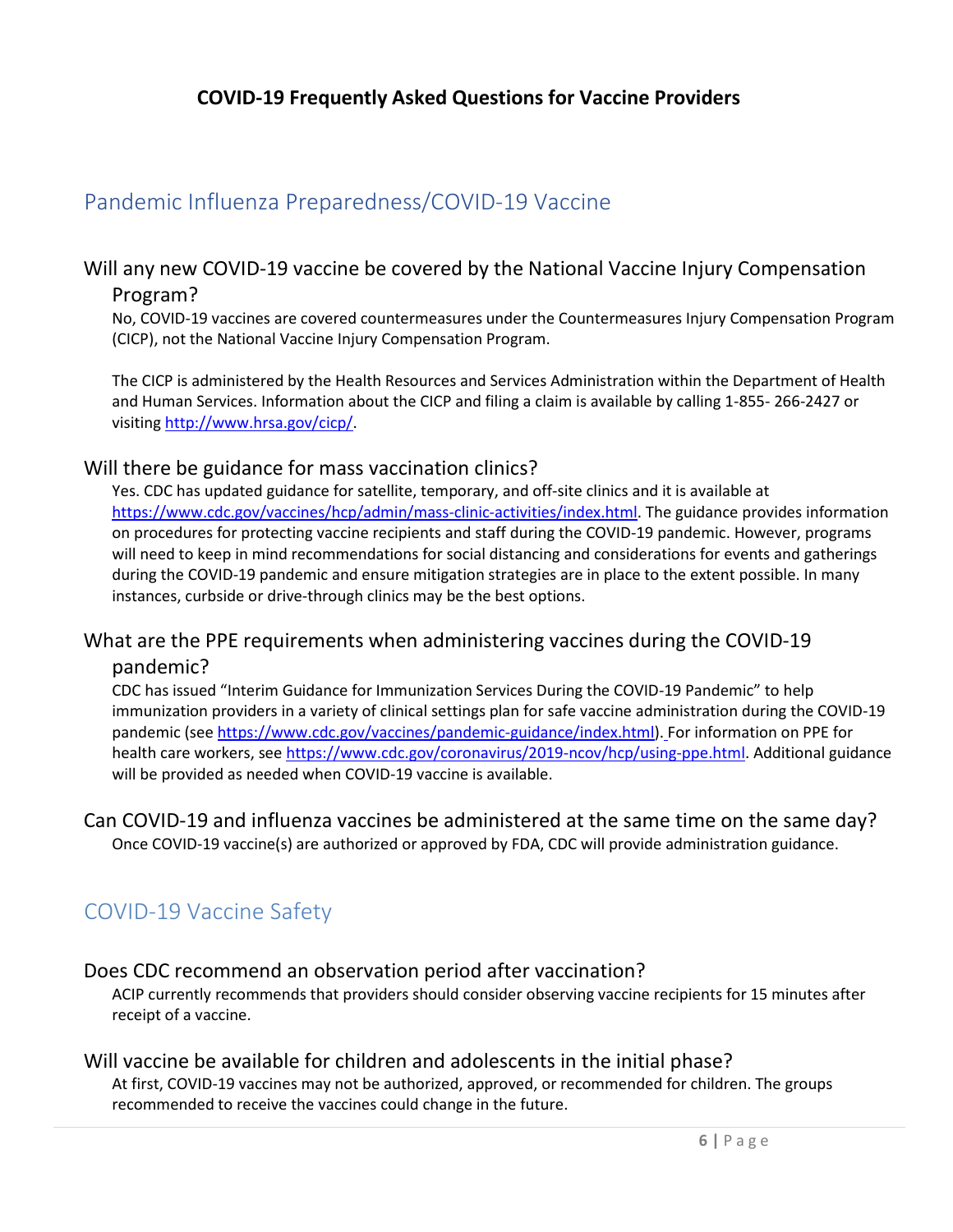# COVID-19 Frequently Asked Questions for Vaccine Providers

## Pandemic Influenza Preparedness/COVID-19 Vaccine

### Will any new COVID-19 vaccine be covered by the National Vaccine Injury Compensation Program?

No, COVID-19 vaccines are covered countermeasures under the Countermeasures Injury Compensation Program (CICP), not the National Vaccine Injury Compensation Program.

The CICP is administered by the Health Resources and Services Administration within the Department of Health and Human Services. Information about the CICP and filing a claim is available by calling 1-855- 266-2427 or visiting http://www.hrsa.gov/cicp/.

### Will there be guidance for mass vaccination clinics?

Yes. CDC has updated guidance for satellite, temporary, and off-site clinics and it is available at https://www.cdc.gov/vaccines/hcp/admin/mass-clinic-activities/index.html. The guidance provides information on procedures for protecting vaccine recipients and staff during the COVID-19 pandemic. However, programs will need to keep in mind recommendations for social distancing and considerations for events and gatherings during the COVID-19 pandemic and ensure mitigation strategies are in place to the extent possible. In many instances, curbside or drive-through clinics may be the best options.

### What are the PPE requirements when administering vaccines during the COVID-19 pandemic?

CDC has issued "Interim Guidance for Immunization Services During the COVID-19 Pandemic" to help immunization providers in a variety of clinical settings plan for safe vaccine administration during the COVID-19 pandemic (see https://www.cdc.gov/vaccines/pandemic-guidance/index.html). For information on PPE for health care workers, see https://www.cdc.gov/coronavirus/2019-ncov/hcp/using-ppe.html. Additional guidance will be provided as needed when COVID-19 vaccine is available.

### Can COVID-19 and influenza vaccines be administered at the same time on the same day?

Once COVID-19 vaccine(s) are authorized or approved by FDA, CDC will provide administration guidance.

## COVID-19 Vaccine Safety

### Does CDC recommend an observation period after vaccination?

ACIP currently recommends that providers should consider observing vaccine recipients for 15 minutes after receipt of a vaccine.

### Will vaccine be available for children and adolescents in the initial phase?

At first, COVID-19 vaccines may not be authorized, approved, or recommended for children. The groups recommended to receive the vaccines could change in the future.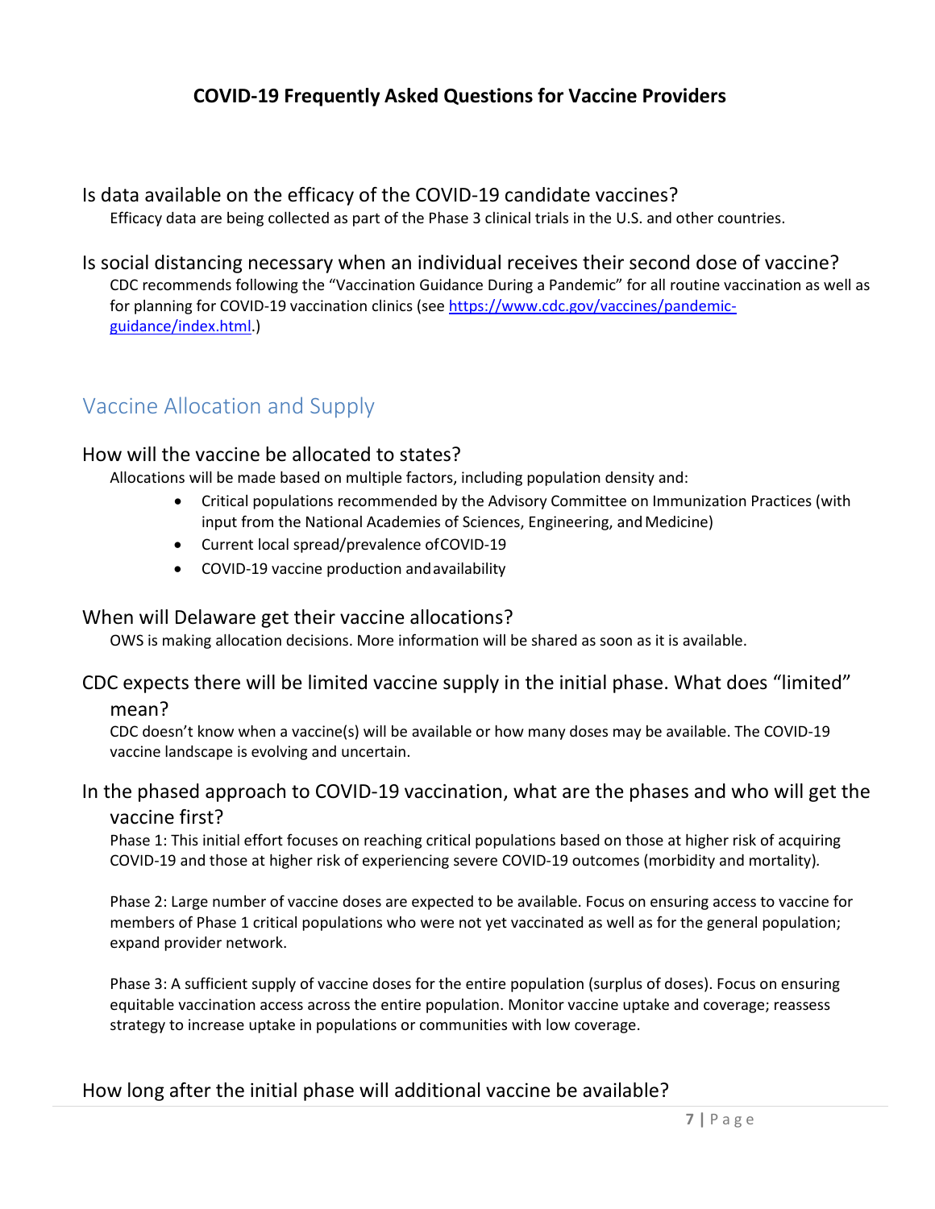## COVID-19 Frequently Asked Questions for Vaccine Providers

### Is data available on the efficacy of the COVID-19 candidate vaccines?

Efficacy data are being collected as part of the Phase 3 clinical trials in the U.S. and other countries.

### Is social distancing necessary when an individual receives their second dose of vaccine?

CDC recommends following the "Vaccination Guidance During a Pandemic" for all routine vaccination as well as for planning for COVID-19 vaccination clinics (see [https://www.cdc.gov/vaccines/pandemic-guidance/index.html](https://www.cdc.gov/vaccines/pandemic-guidance/index.html).)

# Vaccine Allocation and Supply

### How will the vaccine be allocated to states?

Allocations will be made based on multiple factors, including population density and:

- Critical populations recommended by the Advisory Committee on Immunization Practices (with input from the National Academies of Sciences, Engineering, and Medicine)
- Current local spread/prevalence of COVID-19
- COVID-19 vaccine production and availability

### When will Delaware get their vaccine allocations?

OWS is making allocation decisions. More information will be shared as soon as it is available.

### CDC expects there will be limited vaccine supply in the initial phase. What does "limited" mean?

CDC doesn't know when a vaccine(s) will be available or how many doses may be available. The COVID-19 vaccine landscape is evolving and uncertain.

### In the phased approach to COVID-19 vaccination, what are the phases and who will get the vaccine first?

Phase 1: This initial effort focuses on reaching critical populations based on those at higher risk of acquiring COVID-19 and those at higher risk of experiencing severe COVID-19 outcomes (morbidity and mortality).

Phase 2: Large number of vaccine doses are expected to be available. Focus on ensuring access to vaccine for members of Phase 1 critical populations who were not yet vaccinated as well as for the general population; expand provider network.

Phase 3: A sufficient supply of vaccine doses for the entire population (surplus of doses). Focus on ensuring equitable vaccination access across the entire population. Monitor vaccine uptake and coverage; reassess strategy to increase uptake in populations or communities with low coverage.

### How long after the initial phase will additional vaccine be available?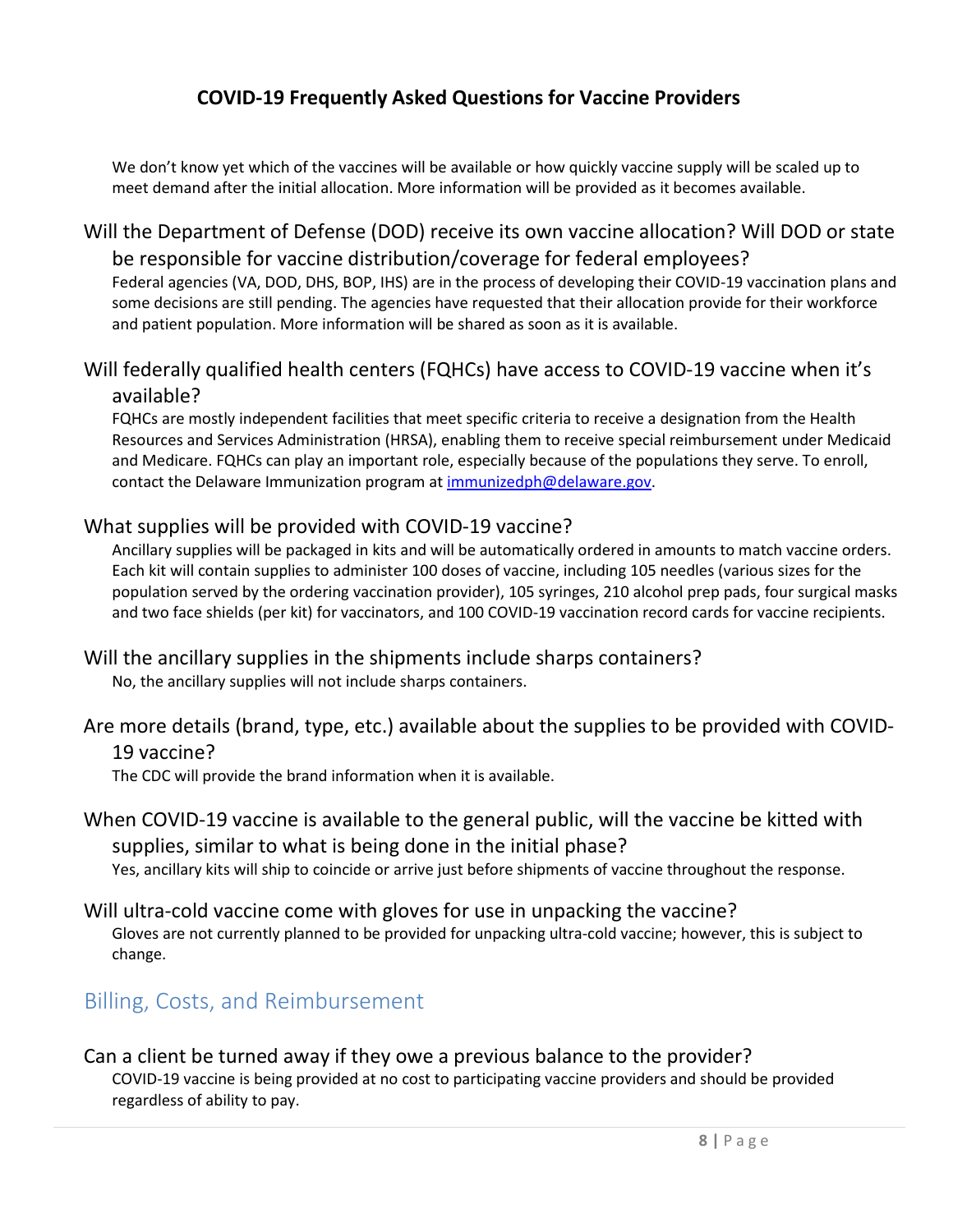We don't know yet which of the vaccines will be available or how quickly vaccine supply will be scaled up to meet demand after the initial allocation. More information will be provided as it becomes available.

### Will the Department of Defense (DOD) receive its own vaccine allocation? Will DOD or state be responsible for vaccine distribution/coverage for federal employees?

Federal agencies (VA, DOD, DHS, BOP, IHS) are in the process of developing their COVID-19 vaccination plans and some decisions are still pending. The agencies have requested that their allocation provide for their workforce and patient population. More information will be shared as soon as it is available.

### Will federally qualified health centers (FQHCs) have access to COVID-19 vaccine when it's available?

FQHCs are mostly independent facilities that meet specific criteria to receive a designation from the Health Resources and Services Administration (HRSA), enabling them to receive special reimbursement under Medicaid and Medicare. FQHCs can play an important role, especially because of the populations they serve. To enroll, contact the Delaware Immunization program at [immunizedph@delaware.gov](mailto:immunizedph@delaware.gov).

### What supplies will be provided with COVID-19 vaccine?

Ancillary supplies will be packaged in kits and will be automatically ordered in amounts to match vaccine orders. Each kit will contain supplies to administer 100 doses of vaccine, including 105 needles (various sizes for the population served by the ordering vaccination provider), 105 syringes, 210 alcohol prep pads, four surgical masks and two face shields (per kit) for vaccinators, and 100 COVID-19 vaccination record cards for vaccine recipients.

### Will the ancillary supplies in the shipments include sharps containers?

No, the ancillary supplies will not include sharps containers.

### Are more details (brand, type, etc.) available about the supplies to be provided with COVID-19 vaccine?

The CDC will provide the brand information when it is available.

### When COVID-19 vaccine is available to the general public, will the vaccine be kitted with supplies, similar to what is being done in the initial phase?

Yes, ancillary kits will ship to coincide or arrive just before shipments of vaccine throughout the response.

### Will ultra-cold vaccine come with gloves for use in unpacking the vaccine?

Gloves are not currently planned to be provided for unpacking ultra-cold vaccine; however, this is subject to change.

## Billing, Costs, and Reimbursement

### Can a client be turned away if they owe a previous balance to the provider?

COVID-19 vaccine is being provided at no cost to participating vaccine providers and should be provided regardless of ability to pay.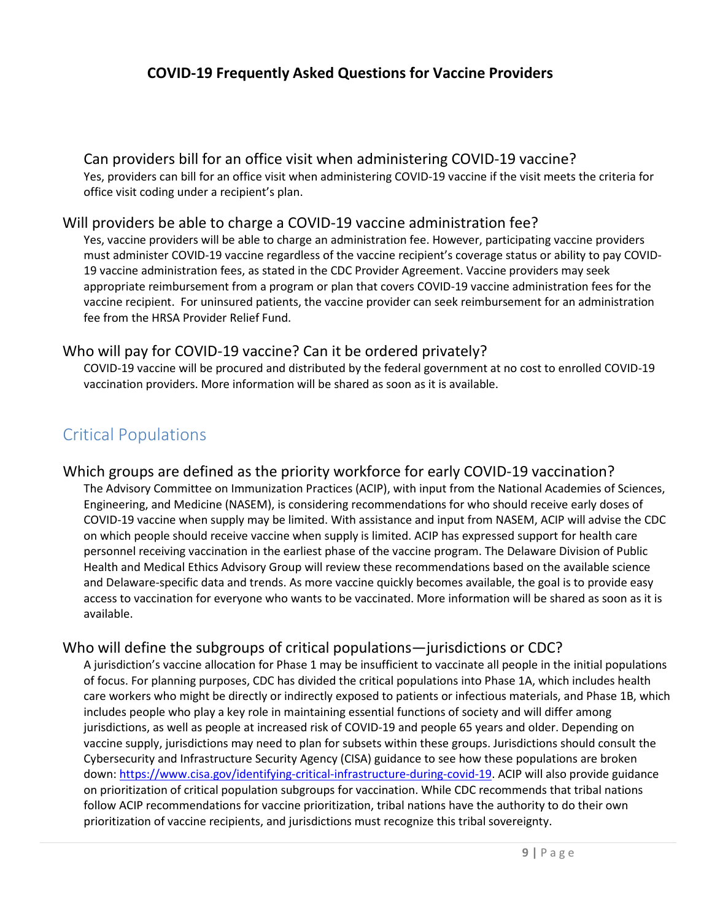### Can providers bill for an office visit when administering COVID-19 vaccine?

Yes, providers can bill for an office visit when administering COVID-19 vaccine if the visit meets the criteria for office visit coding under a recipient's plan.

### Will providers be able to charge a COVID-19 vaccine administration fee?

Yes, vaccine providers will be able to charge an administration fee. However, participating vaccine providers must administer COVID-19 vaccine regardless of the vaccine recipient's coverage status or ability to pay COVID-19 vaccine administration fees, as stated in the CDC Provider Agreement. Vaccine providers may seek appropriate reimbursement from a program or plan that covers COVID-19 vaccine administration fees for the vaccine recipient. For uninsured patients, the vaccine provider can seek reimbursement for an administration fee from the HRSA Provider Relief Fund.

### Who will pay for COVID-19 vaccine? Can it be ordered privately?

COVID-19 vaccine will be procured and distributed by the federal government at no cost to enrolled COVID-19 vaccination providers. More information will be shared as soon as it is available.

## Critical Populations

### Which groups are defined as the priority workforce for early COVID-19 vaccination?

The Advisory Committee on Immunization Practices (ACIP), with input from the National Academies of Sciences, Engineering, and Medicine (NASEM), is considering recommendations for who should receive early doses of COVID-19 vaccine when supply may be limited. With assistance and input from NASEM, ACIP will advise the CDC on which people should receive vaccine when supply is limited. ACIP has expressed support for health care personnel receiving vaccination in the earliest phase of the vaccine program. The Delaware Division of Public Health and Medical Ethics Advisory Group will review these recommendations based on the available science and Delaware-specific data and trends. As more vaccine quickly becomes available, the goal is to provide easy access to vaccination for everyone who wants to be vaccinated. More information will be shared as soon as it is available.

### Who will define the subgroups of critical populations—jurisdictions or CDC?

A jurisdiction's vaccine allocation for Phase 1 may be insufficient to vaccinate all people in the initial populations of focus. For planning purposes, CDC has divided the critical populations into Phase 1A, which includes health care workers who might be directly or indirectly exposed to patients or infectious materials, and Phase 1B, which includes people who play a key role in maintaining essential functions of society and will differ among jurisdictions, as well as people at increased risk of COVID-19 and people 65 years and older. Depending on vaccine supply, jurisdictions may need to plan for subsets within these groups. Jurisdictions should consult the Cybersecurity and Infrastructure Security Agency (CISA) guidance to see how these populations are broken down: https://www.cisa.gov/identifying-critical-infrastructure-during-covid-19. ACIP will also provide guidance on prioritization of critical population subgroups for vaccination. While CDC recommends that tribal nations follow ACIP recommendations for vaccine prioritization, tribal nations have the authority to do their own prioritization of vaccine recipients, and jurisdictions must recognize this tribal sovereignty.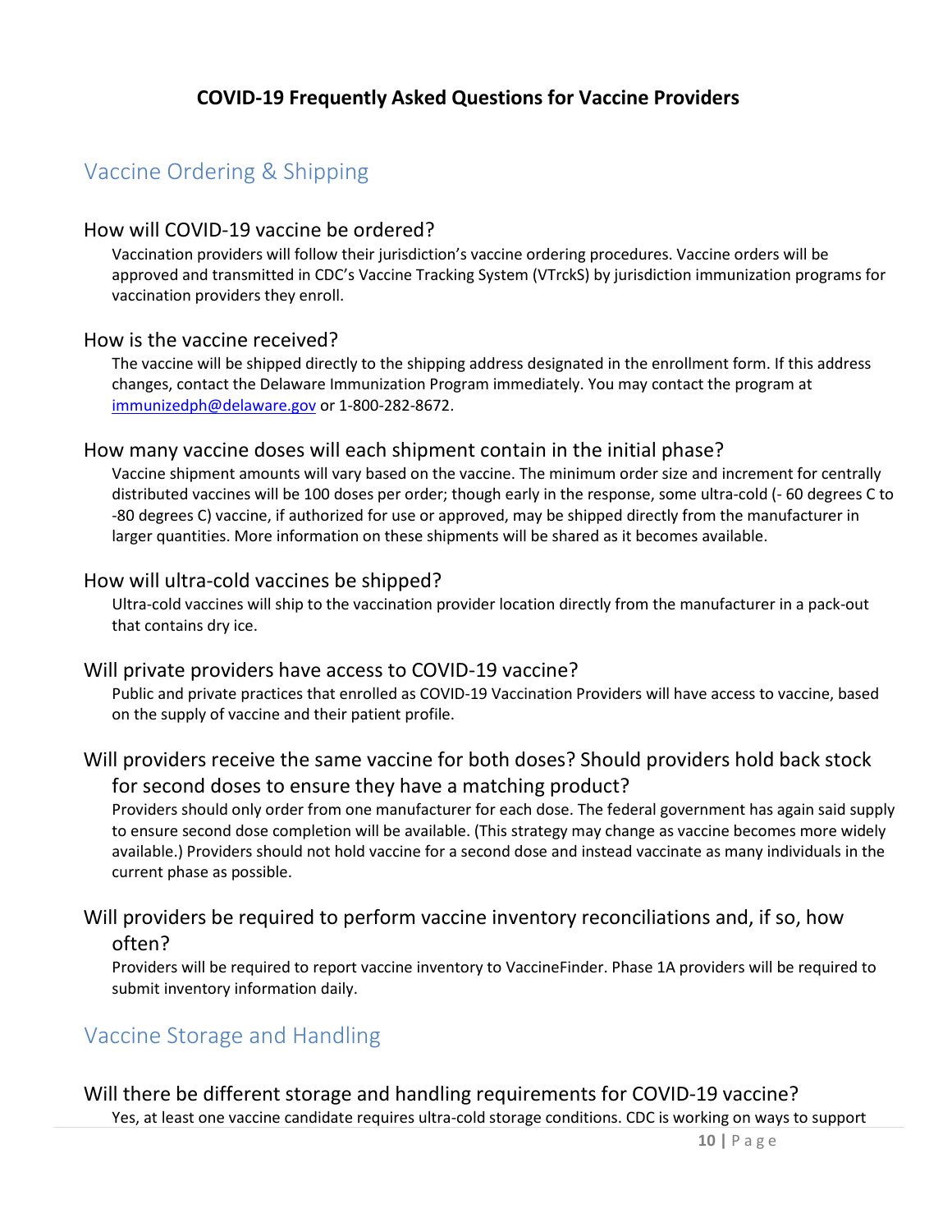# COVID-19 Frequently Asked Questions for Vaccine Providers

## Vaccine Ordering & Shipping

### How will COVID-19 vaccine be ordered?

Vaccination providers will follow their jurisdiction's vaccine ordering procedures. Vaccine orders will be approved and transmitted in CDC's Vaccine Tracking System (VTrckS) by jurisdiction immunization programs for vaccination providers they enroll.

### How is the vaccine received?

The vaccine will be shipped directly to the shipping address designated in the enrollment form. If this address changes, contact the Delaware Immunization Program immediately. You may contact the program at immunizedph@delaware.gov or 1-800-282-8672.

### How many vaccine doses will each shipment contain in the initial phase?

Vaccine shipment amounts will vary based on the vaccine. The minimum order size and increment for centrally distributed vaccines will be 100 doses per order; though early in the response, some ultra-cold (- 60 degrees C to -80 degrees C) vaccine, if authorized for use or approved, may be shipped directly from the manufacturer in larger quantities. More information on these shipments will be shared as it becomes available.

### How will ultra-cold vaccines be shipped?

Ultra-cold vaccines will ship to the vaccination provider location directly from the manufacturer in a pack-out that contains dry ice.

### Will private providers have access to COVID-19 vaccine?

Public and private practices that enrolled as COVID-19 Vaccination Providers will have access to vaccine, based on the supply of vaccine and their patient profile.

### Will providers receive the same vaccine for both doses? Should providers hold back stock for second doses to ensure they have a matching product?

Providers should only order from one manufacturer for each dose. The federal government has again said supply to ensure second dose completion will be available. (This strategy may change as vaccine becomes more widely available.) Providers should not hold vaccine for a second dose and instead vaccinate as many individuals in the current phase as possible.

### Will providers be required to perform vaccine inventory reconciliations and, if so, how often?

Providers will be required to report vaccine inventory to VaccineFinder. Phase 1A providers will be required to submit inventory information daily.

## Vaccine Storage and Handling

### Will there be different storage and handling requirements for COVID-19 vaccine?

Yes, at least one vaccine candidate requires ultra-cold storage conditions. CDC is working on ways to support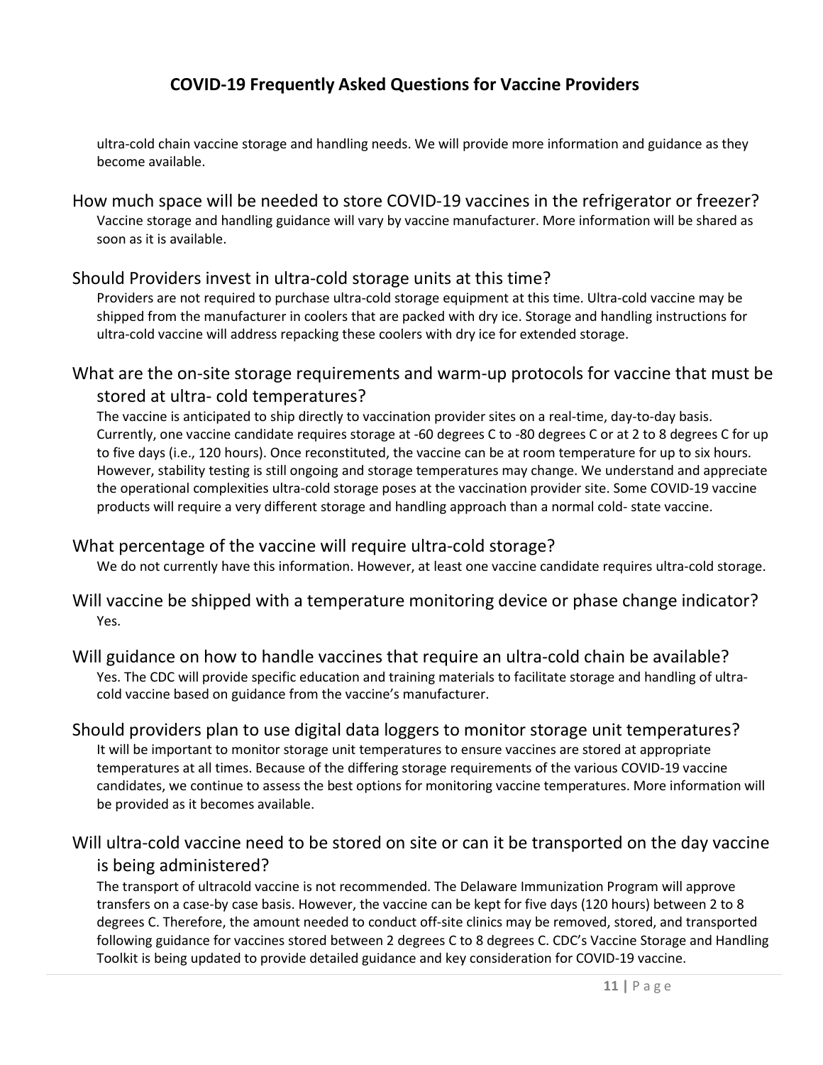ultra-cold chain vaccine storage and handling needs. We will provide more information and guidance as they become available.

## How much space will be needed to store COVID-19 vaccines in the refrigerator or freezer?

Vaccine storage and handling guidance will vary by vaccine manufacturer. More information will be shared as soon as it is available.

## Should Providers invest in ultra-cold storage units at this time?

Providers are not required to purchase ultra-cold storage equipment at this time. Ultra-cold vaccine may be shipped from the manufacturer in coolers that are packed with dry ice. Storage and handling instructions for ultra-cold vaccine will address repacking these coolers with dry ice for extended storage.

## What are the on-site storage requirements and warm-up protocols for vaccine that must be stored at ultra- cold temperatures?

The vaccine is anticipated to ship directly to vaccination provider sites on a real-time, day-to-day basis. Currently, one vaccine candidate requires storage at -60 degrees C to -80 degrees C or at 2 to 8 degrees C for up to five days (i.e., 120 hours). Once reconstituted, the vaccine can be at room temperature for up to six hours. However, stability testing is still ongoing and storage temperatures may change. We understand and appreciate the operational complexities ultra-cold storage poses at the vaccination provider site. Some COVID-19 vaccine products will require a very different storage and handling approach than a normal cold- state vaccine.

## What percentage of the vaccine will require ultra-cold storage?

We do not currently have this information. However, at least one vaccine candidate requires ultra-cold storage.

## Will vaccine be shipped with a temperature monitoring device or phase change indicator?

Yes.

## Will guidance on how to handle vaccines that require an ultra-cold chain be available?

Yes. The CDC will provide specific education and training materials to facilitate storage and handling of ultra-cold vaccine based on guidance from the vaccine's manufacturer.

## Should providers plan to use digital data loggers to monitor storage unit temperatures?

It will be important to monitor storage unit temperatures to ensure vaccines are stored at appropriate temperatures at all times. Because of the differing storage requirements of the various COVID-19 vaccine candidates, we continue to assess the best options for monitoring vaccine temperatures. More information will be provided as it becomes available.

## Will ultra-cold vaccine need to be stored on site or can it be transported on the day vaccine is being administered?

The transport of ultracold vaccine is not recommended. The Delaware Immunization Program will approve transfers on a case-by case basis. However, the vaccine can be kept for five days (120 hours) between 2 to 8 degrees C. Therefore, the amount needed to conduct off-site clinics may be removed, stored, and transported following guidance for vaccines stored between 2 degrees C to 8 degrees C. CDC's Vaccine Storage and Handling Toolkit is being updated to provide detailed guidance and key consideration for COVID-19 vaccine.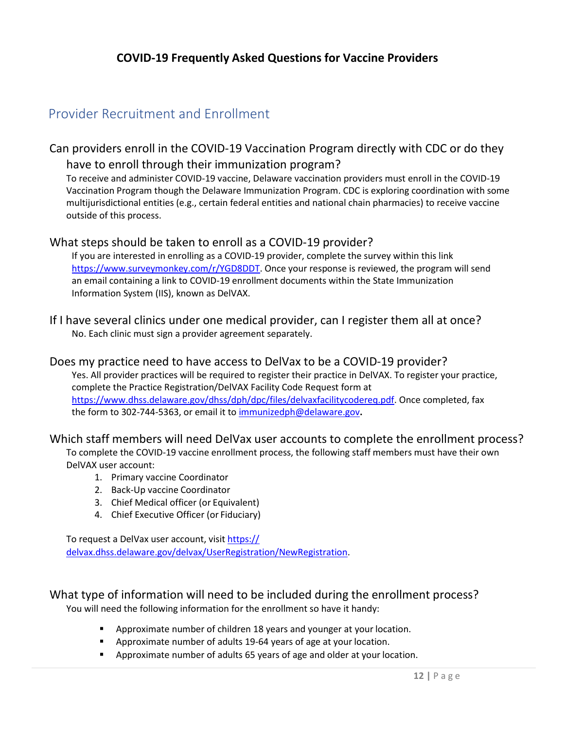# COVID-19 Frequently Asked Questions for Vaccine Providers

## Provider Recruitment and Enrollment

### Can providers enroll in the COVID-19 Vaccination Program directly with CDC or do they have to enroll through their immunization program?

To receive and administer COVID-19 vaccine, Delaware vaccination providers must enroll in the COVID-19 Vaccination Program though the Delaware Immunization Program. CDC is exploring coordination with some multijurisdictional entities (e.g., certain federal entities and national chain pharmacies) to receive vaccine outside of this process.

### What steps should be taken to enroll as a COVID-19 provider?

If you are interested in enrolling as a COVID-19 provider, complete the survey within this link https://www.surveymonkey.com/r/YGD8DDT. Once your response is reviewed, the program will send an email containing a link to COVID-19 enrollment documents within the State Immunization Information System (IIS), known as DelVAX.

### If I have several clinics under one medical provider, can I register them all at once?

No. Each clinic must sign a provider agreement separately.

### Does my practice need to have access to DelVax to be a COVID-19 provider?

Yes. All provider practices will be required to register their practice in DelVAX. To register your practice, complete the Practice Registration/DelVAX Facility Code Request form at https://www.dhss.delaware.gov/dhss/dph/dpc/files/delvaxfacilitycodereq.pdf. Once completed, fax the form to 302-744-5363, or email it to immunizedph@delaware.gov.

### Which staff members will need DelVax user accounts to complete the enrollment process?

To complete the COVID-19 vaccine enrollment process, the following staff members must have their own DelVAX user account:

1. Primary vaccine Coordinator
2. Back-Up vaccine Coordinator
3. Chief Medical officer (or Equivalent)
4. Chief Executive Officer (or Fiduciary)

To request a DelVax user account, visit https://delvax.dhss.delaware.gov/delvax/UserRegistration/NewRegistration.

### What type of information will need to be included during the enrollment process?

You will need the following information for the enrollment so have it handy:

- Approximate number of children 18 years and younger at your location.
- Approximate number of adults 19-64 years of age at your location.
- Approximate number of adults 65 years of age and older at your location.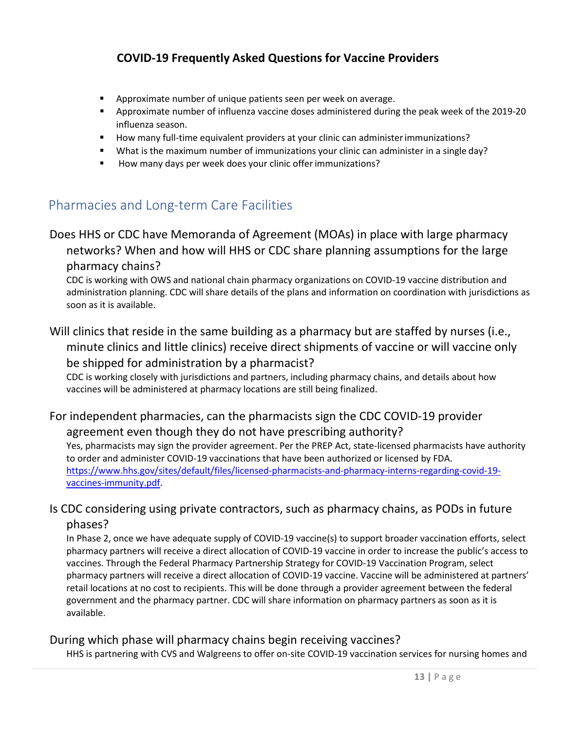- Approximate number of unique patients seen per week on average.
- Approximate number of influenza vaccine doses administered during the peak week of the 2019-20 influenza season.
- How many full-time equivalent providers at your clinic can administer immunizations?
- What is the maximum number of immunizations your clinic can administer in a single day?
- How many days per week does your clinic offer immunizations?

## Pharmacies and Long-term Care Facilities

### Does HHS or CDC have Memoranda of Agreement (MOAs) in place with large pharmacy networks? When and how will HHS or CDC share planning assumptions for the large pharmacy chains?

CDC is working with OWS and national chain pharmacy organizations on COVID-19 vaccine distribution and administration planning. CDC will share details of the plans and information on coordination with jurisdictions as soon as it is available.

### Will clinics that reside in the same building as a pharmacy but are staffed by nurses (i.e., minute clinics and little clinics) receive direct shipments of vaccine or will vaccine only be shipped for administration by a pharmacist?

CDC is working closely with jurisdictions and partners, including pharmacy chains, and details about how vaccines will be administered at pharmacy locations are still being finalized.

### For independent pharmacies, can the pharmacists sign the CDC COVID-19 provider agreement even though they do not have prescribing authority?

Yes, pharmacists may sign the provider agreement. Per the PREP Act, state-licensed pharmacists have authority to order and administer COVID-19 vaccinations that have been authorized or licensed by FDA. [https://www.hhs.gov/sites/default/files/licensed-pharmacists-and-pharmacy-interns-regarding-covid-19-vaccines-immunity.pdf](https://www.hhs.gov/sites/default/files/licensed-pharmacists-and-pharmacy-interns-regarding-covid-19-vaccines-immunity.pdf).

### Is CDC considering using private contractors, such as pharmacy chains, as PODs in future phases?

In Phase 2, once we have adequate supply of COVID-19 vaccine(s) to support broader vaccination efforts, select pharmacy partners will receive a direct allocation of COVID-19 vaccine in order to increase the public's access to vaccines. Through the Federal Pharmacy Partnership Strategy for COVID-19 Vaccination Program, select pharmacy partners will receive a direct allocation of COVID-19 vaccine. Vaccine will be administered at partners' retail locations at no cost to recipients. This will be done through a provider agreement between the federal government and the pharmacy partner. CDC will share information on pharmacy partners as soon as it is available.

### During which phase will pharmacy chains begin receiving vaccines?

HHS is partnering with CVS and Walgreens to offer on-site COVID-19 vaccination services for nursing homes and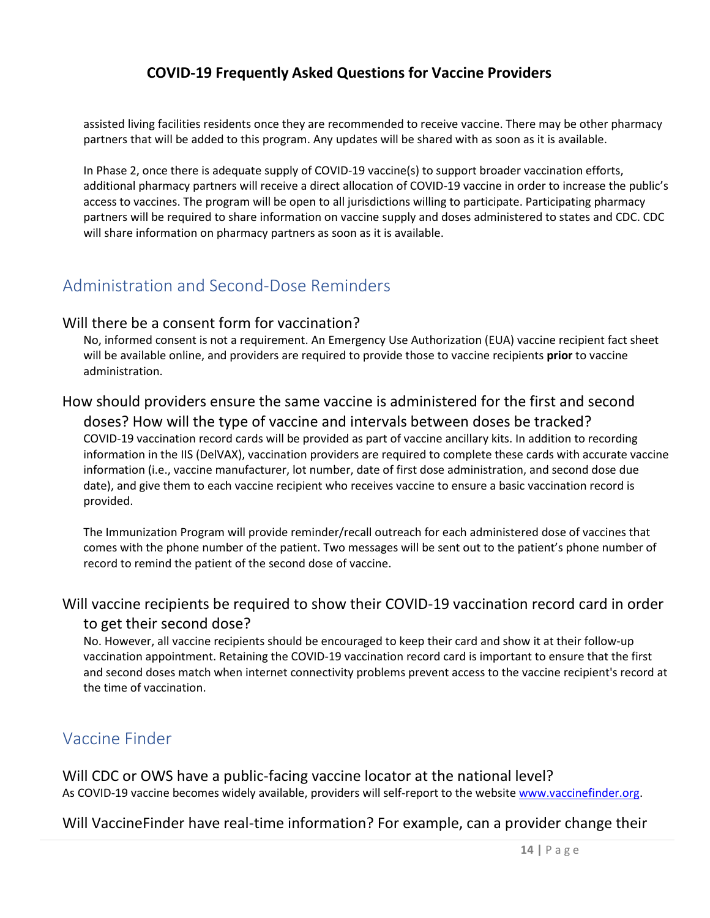assisted living facilities residents once they are recommended to receive vaccine. There may be other pharmacy partners that will be added to this program. Any updates will be shared with as soon as it is available.

In Phase 2, once there is adequate supply of COVID-19 vaccine(s) to support broader vaccination efforts, additional pharmacy partners will receive a direct allocation of COVID-19 vaccine in order to increase the public's access to vaccines. The program will be open to all jurisdictions willing to participate. Participating pharmacy partners will be required to share information on vaccine supply and doses administered to states and CDC. CDC will share information on pharmacy partners as soon as it is available.

## Administration and Second-Dose Reminders

### Will there be a consent form for vaccination?

No, informed consent is not a requirement. An Emergency Use Authorization (EUA) vaccine recipient fact sheet will be available online, and providers are required to provide those to vaccine recipients **prior** to vaccine administration.

### How should providers ensure the same vaccine is administered for the first and second doses? How will the type of vaccine and intervals between doses be tracked?

COVID-19 vaccination record cards will be provided as part of vaccine ancillary kits. In addition to recording information in the IIS (DelVAX), vaccination providers are required to complete these cards with accurate vaccine information (i.e., vaccine manufacturer, lot number, date of first dose administration, and second dose due date), and give them to each vaccine recipient who receives vaccine to ensure a basic vaccination record is provided.

The Immunization Program will provide reminder/recall outreach for each administered dose of vaccines that comes with the phone number of the patient. Two messages will be sent out to the patient's phone number of record to remind the patient of the second dose of vaccine.

### Will vaccine recipients be required to show their COVID-19 vaccination record card in order to get their second dose?

No. However, all vaccine recipients should be encouraged to keep their card and show it at their follow-up vaccination appointment. Retaining the COVID-19 vaccination record card is important to ensure that the first and second doses match when internet connectivity problems prevent access to the vaccine recipient's record at the time of vaccination.

## Vaccine Finder

### Will CDC or OWS have a public-facing vaccine locator at the national level?

As COVID-19 vaccine becomes widely available, providers will self-report to the website [www.vaccinefinder.org](http://www.vaccinefinder.org).

### Will VaccineFinder have real-time information? For example, can a provider change their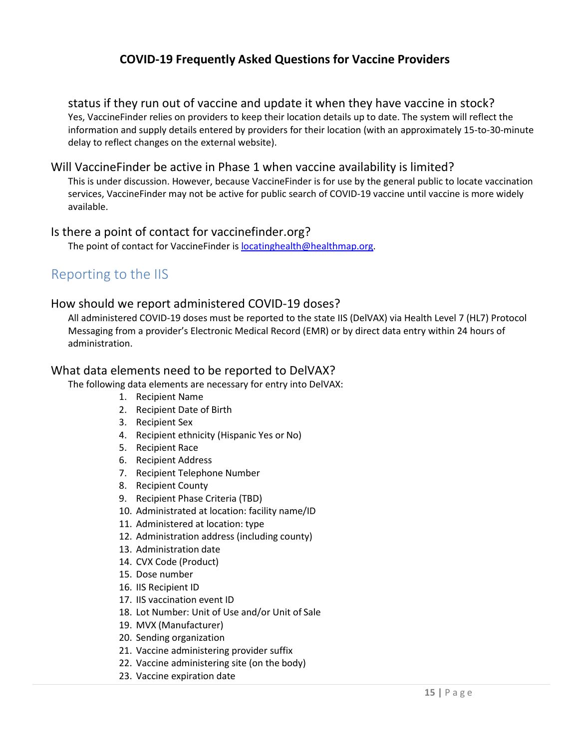status if they run out of vaccine and update it when they have vaccine in stock?

Yes, VaccineFinder relies on providers to keep their location details up to date. The system will reflect the information and supply details entered by providers for their location (with an approximately 15-to-30-minute delay to reflect changes on the external website).

### Will VaccineFinder be active in Phase 1 when vaccine availability is limited?

This is under discussion. However, because VaccineFinder is for use by the general public to locate vaccination services, VaccineFinder may not be active for public search of COVID-19 vaccine until vaccine is more widely available.

### Is there a point of contact for vaccinefinder.org?

The point of contact for VaccineFinder is [locatinghealth@healthmap.org](mailto:locatinghealth@healthmap.org).

## Reporting to the IIS

### How should we report administered COVID-19 doses?

All administered COVID-19 doses must be reported to the state IIS (DelVAX) via Health Level 7 (HL7) Protocol Messaging from a provider's Electronic Medical Record (EMR) or by direct data entry within 24 hours of administration.

### What data elements need to be reported to DelVAX?

The following data elements are necessary for entry into DelVAX:

1. Recipient Name
2. Recipient Date of Birth
3. Recipient Sex
4. Recipient ethnicity (Hispanic Yes or No)
5. Recipient Race
6. Recipient Address
7. Recipient Telephone Number
8. Recipient County
9. Recipient Phase Criteria (TBD)
10. Administrated at location: facility name/ID
11. Administered at location: type
12. Administration address (including county)
13. Administration date
14. CVX Code (Product)
15. Dose number
16. IIS Recipient ID
17. IIS vaccination event ID
18. Lot Number: Unit of Use and/or Unit of Sale
19. MVX (Manufacturer)
20. Sending organization
21. Vaccine administering provider suffix
22. Vaccine administering site (on the body)
23. Vaccine expiration date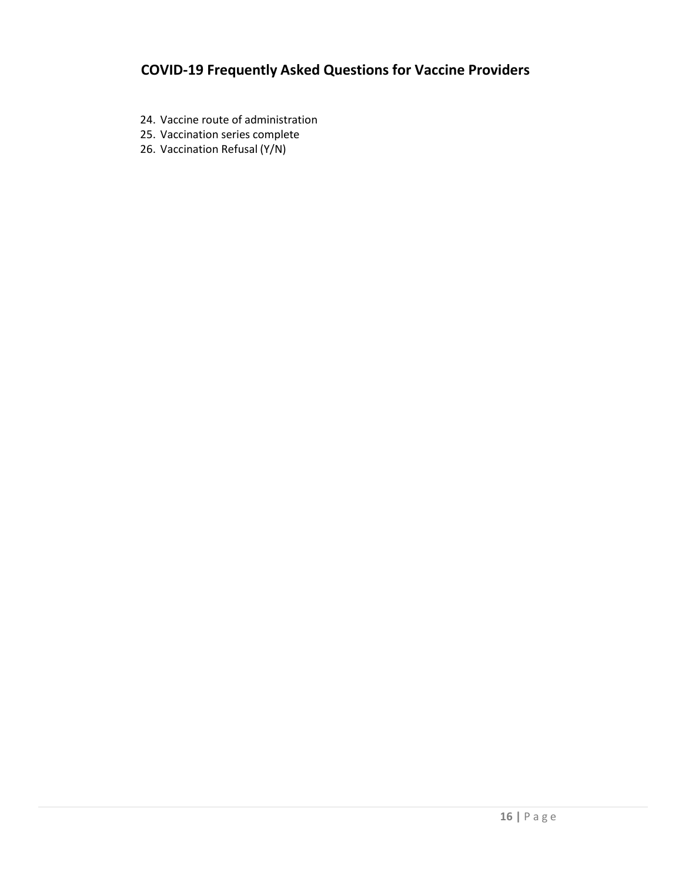24. Vaccine route of administration
25. Vaccination series complete
26. Vaccination Refusal (Y/N)